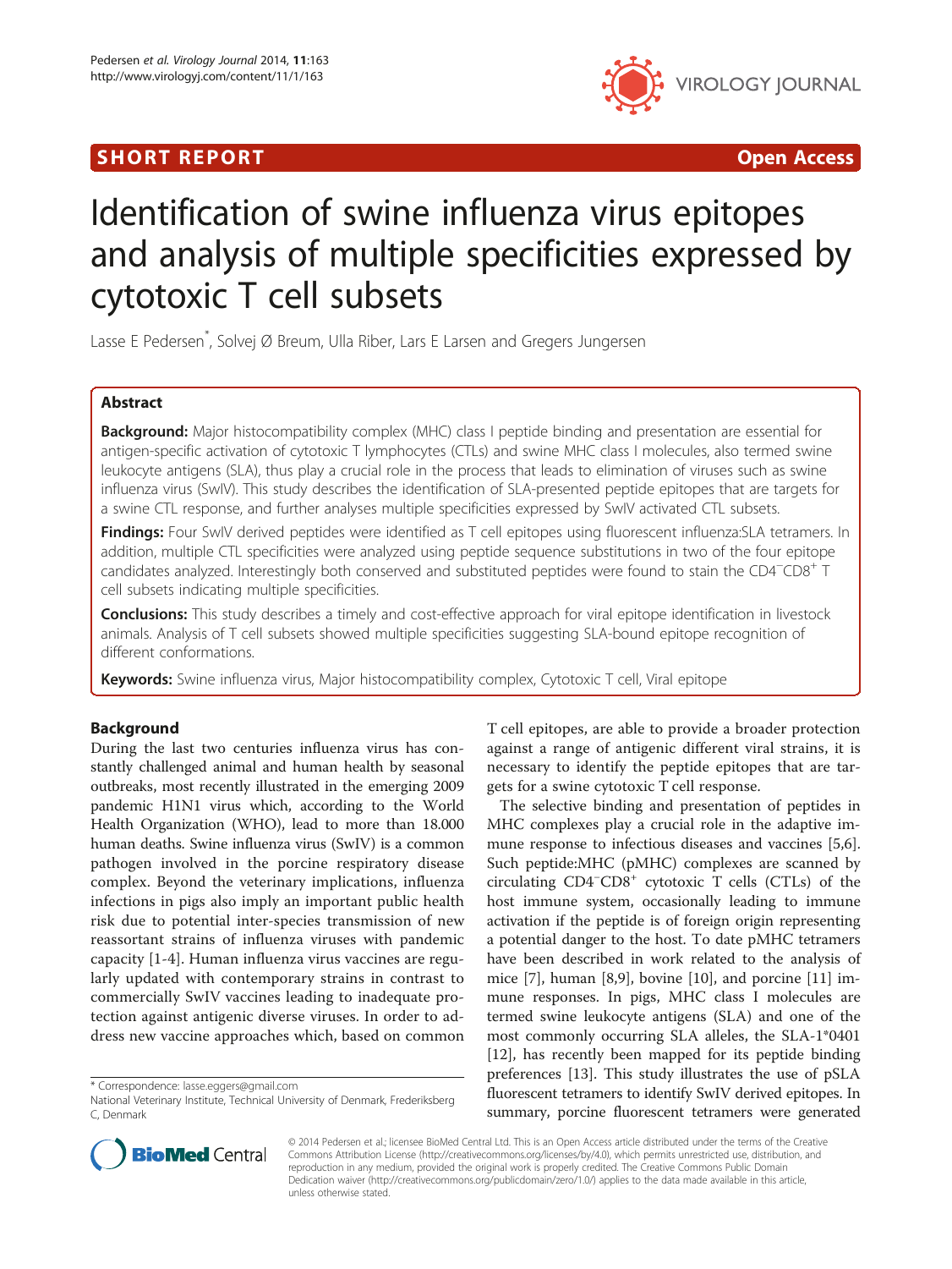SHORT REPORT **Open Access**

# Identification of swine influenza virus epitopes and analysis of multiple specificities expressed by cytotoxic T cell subsets

Lasse E Pedersen*, Solvej Ø Breum, Ulla Riber, Lars E Larsen and Gregers Jungersen

## Abstract

**Background:** Major histocompatibility complex (MHC) class I peptide binding and presentation are essential for antigen-specific activation of cytotoxic T lymphocytes (CTLs) and swine MHC class I molecules, also termed swine leukocyte antigens (SLA), thus play a crucial role in the process that leads to elimination of viruses such as swine influenza virus (SwIV). This study describes the identification of SLA-presented peptide epitopes that are targets for a swine CTL response, and further analyses multiple specificities expressed by SwIV activated CTL subsets.

**Findings:** Four SwIV derived peptides were identified as T cell epitopes using fluorescent influenza:SLA tetramers. In addition, multiple CTL specificities were analyzed using peptide sequence substitutions in two of the four epitope candidates analyzed. Interestingly both conserved and substituted peptides were found to stain the $CD4^{-}CD8^{+}$ T cell subsets indicating multiple specificities.

**Conclusions:** This study describes a timely and cost-effective approach for viral epitope identification in livestock animals. Analysis of T cell subsets showed multiple specificities suggesting SLA-bound epitope recognition of different conformations.

**Keywords:** Swine influenza virus, Major histocompatibility complex, Cytotoxic T cell, Viral epitope

## Background

During the last two centuries influenza virus has constantly challenged animal and human health by seasonal outbreaks, most recently illustrated in the emerging 2009 pandemic H1N1 virus which, according to the World Health Organization (WHO), lead to more than 18.000 human deaths. Swine influenza virus (SwIV) is a common pathogen involved in the porcine respiratory disease complex. Beyond the veterinary implications, influenza infections in pigs also imply an important public health risk due to potential inter-species transmission of new reassortant strains of influenza viruses with pandemic capacity [1-4]. Human influenza virus vaccines are regularly updated with contemporary strains in contrast to commercially SwIV vaccines leading to inadequate protection against antigenic diverse viruses. In order to address new vaccine approaches which, based on common T cell epitopes, are able to provide a broader protection against a range of antigenic different viral strains, it is necessary to identify the peptide epitopes that are targets for a swine cytotoxic T cell response.

The selective binding and presentation of peptides in MHC complexes play a crucial role in the adaptive immune response to infectious diseases and vaccines [5,6]. Such peptide:MHC (pMHC) complexes are scanned by circulating $CD4^{-}CD8^{+}$ cytotoxic T cells (CTLs) of the host immune system, occasionally leading to immune activation if the peptide is of foreign origin representing a potential danger to the host. To date pMHC tetramers have been described in work related to the analysis of mice [7], human [8,9], bovine [10], and porcine [11] immune responses. In pigs, MHC class I molecules are termed swine leukocyte antigens (SLA) and one of the most commonly occurring SLA alleles, the SLA-1*0401 [12], has recently been mapped for its peptide binding preferences [13]. This study illustrates the use of pSLA fluorescent tetramers to identify SwIV derived epitopes. In summary, porcine fluorescent tetramers were generated

\* Correspondence: lasse.eggers@gmail.com
National Veterinary Institute, Technical University of Denmark, Frederiksberg C, Denmark

© 2014 Pedersen et al.; licensee BioMed Central Ltd. This is an Open Access article distributed under the terms of the Creative Commons Attribution License (http://creativecommons.org/licenses/by/4.0), which permits unrestricted use, distribution, and reproduction in any medium, provided the original work is properly credited. The Creative Commons Public Domain Dedication waiver (http://creativecommons.org/publicdomain/zero/1.0/) applies to the data made available in this article, unless otherwise stated.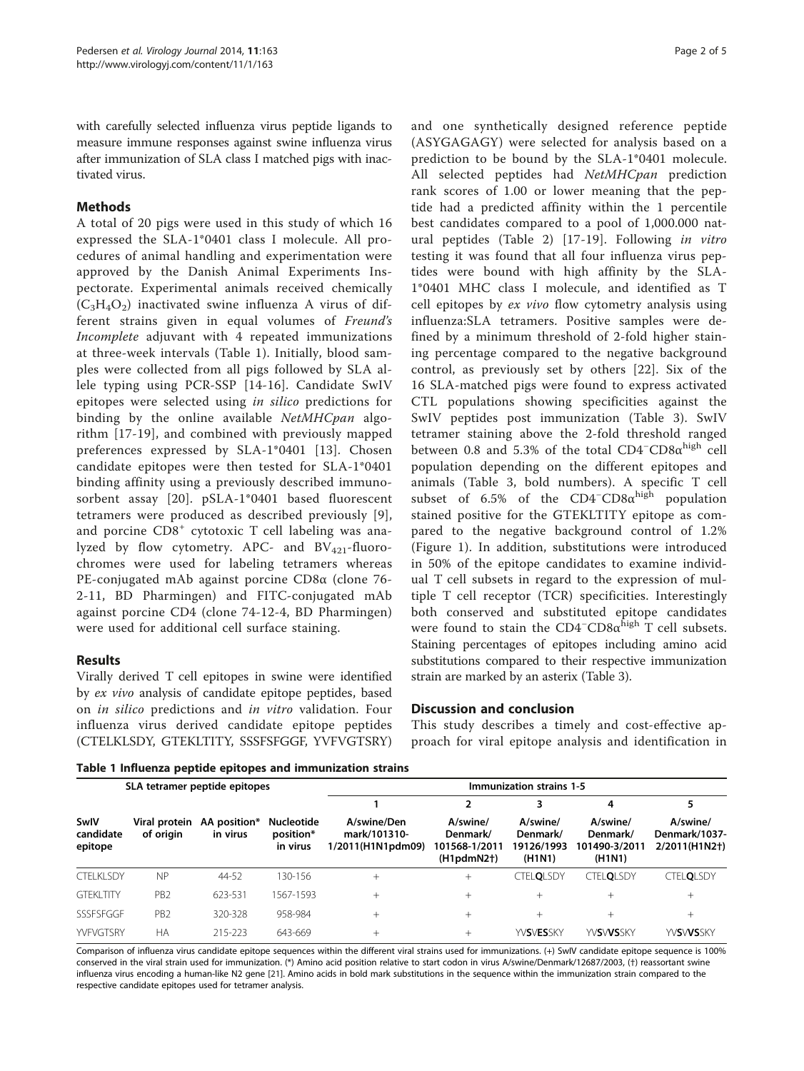with carefully selected influenza virus peptide ligands to measure immune responses against swine influenza virus after immunization of SLA class I matched pigs with inactivated virus.

## Methods

A total of 20 pigs were used in this study of which 16 expressed the SLA-1*0401 class I molecule. All procedures of animal handling and experimentation were approved by the Danish Animal Experiments Inspectorate. Experimental animals received chemically ($C_3H_4O_2$) inactivated swine influenza A virus of different strains given in equal volumes of *Freund's Incomplete* adjuvant with 4 repeated immunizations at three-week intervals (Table 1). Initially, blood samples were collected from all pigs followed by SLA allele typing using PCR-SSP [14-16]. Candidate SwIV epitopes were selected using *in silico* predictions for binding by the online available *NetMHCpan* algorithm [17-19], and combined with previously mapped preferences expressed by SLA-1*0401 [13]. Chosen candidate epitopes were then tested for SLA-1*0401 binding affinity using a previously described immunosorbent assay [20]. pSLA-1*0401 based fluorescent tetramers were produced as described previously [9], and porcine $CD8^+$ cytotoxic T cell labeling was analyzed by flow cytometry. APC- and $BV_{421}$-fluorochromes were used for labeling tetramers whereas PE-conjugated mAb against porcine CD8α (clone 76-2-11, BD Pharmingen) and FITC-conjugated mAb against porcine CD4 (clone 74-12-4, BD Pharmingen) were used for additional cell surface staining.

## Results

Virally derived T cell epitopes in swine were identified by *ex vivo* analysis of candidate epitope peptides, based on *in silico* predictions and *in vitro* validation. Four influenza virus derived candidate epitope peptides (CTELKLSDY, GTEKLTITY, SSSFSFGGF, YVFVGTSRY) and one synthetically designed reference peptide (ASYGAGAGY) were selected for analysis based on a prediction to be bound by the SLA-1*0401 molecule. All selected peptides had *NetMHCpan* prediction rank scores of 1.00 or lower meaning that the peptide had a predicted affinity within the 1 percentile best candidates compared to a pool of 1,000.000 natural peptides (Table 2) [17-19]. Following *in vitro* testing it was found that all four influenza virus peptides were bound with high affinity by the SLA-1*0401 MHC class I molecule, and identified as T cell epitopes by *ex vivo* flow cytometry analysis using influenza:SLA tetramers. Positive samples were defined by a minimum threshold of 2-fold higher staining percentage compared to the negative background control, as previously set by others [22]. Six of the 16 SLA-matched pigs were found to express activated CTL populations showing specificities against the SwIV peptides post immunization (Table 3). SwIV tetramer staining above the 2-fold threshold ranged between 0.8 and 5.3% of the total $CD4^-CD8\alpha^{high}$ cell population depending on the different epitopes and animals (Table 3, bold numbers). A specific T cell subset of 6.5% of the $CD4^-CD8\alpha^{high}$ population stained positive for the GTEKLTITY epitope as compared to the negative background control of 1.2% (Figure 1). In addition, substitutions were introduced in 50% of the epitope candidates to examine individual T cell subsets in regard to the expression of multiple T cell receptor (TCR) specificities. Interestingly both conserved and substituted epitope candidates were found to stain the $CD4^-CD8\alpha^{high}$ T cell subsets. Staining percentages of epitopes including amino acid substitutions compared to their respective immunization strain are marked by an asterix (Table 3).

## Discussion and conclusion

This study describes a timely and cost-effective approach for viral epitope analysis and identification in

**Table 1 Influenza peptide epitopes and immunization strains**

| SLA tetramer peptide epitopes | | | | Immunization strains 1-5 | | | | |
|---|---|---|---|---|---|---|---|---|
| | | | | 1 | 2 | 3 | 4 | 5 |
| SwIV candidate epitope | Viral protein of origin | AA position* in virus | Nucleotide position* in virus | A/swine/Denmark/101310-1/2011(H1N1pdm09) | A/swine/Denmark/101568-1/2011 (H1pdmN2†) | A/swine/Denmark/19126/1993 (H1N1) | A/swine/Denmark/101490-3/2011 (H1N1) | A/swine/Denmark/1037-2/2011(H1N2†) |
| CTELKLSDY | NP | 44-52 | 130-156 | + | + | CTEL**Q**LSDY | CTEL**Q**LSDY | CTEL**Q**LSDY |
| GTEKLTITY | PB2 | 623-531 | 1567-1593 | + | + | + | + | + |
| SSSFSFGGF | PB2 | 320-328 | 958-984 | + | + | + | + | + |
| YVFVGTSRY | HA | 215-223 | 643-669 | + | + | YV**S**V**ES**SKY | YV**S**V**VS**SKY | YV**S**V**VS**SKY |

Comparison of influenza virus candidate epitope sequences within the different viral strains used for immunizations. (+) SwIV candidate epitope sequence is 100% conserved in the viral strain used for immunization. (*) Amino acid position relative to start codon in virus A/swine/Denmark/12687/2003, (†) reassortant swine influenza virus encoding a human-like N2 gene [21]. Amino acids in bold mark substitutions in the sequence within the immunization strain compared to the respective candidate epitopes used for tetramer analysis.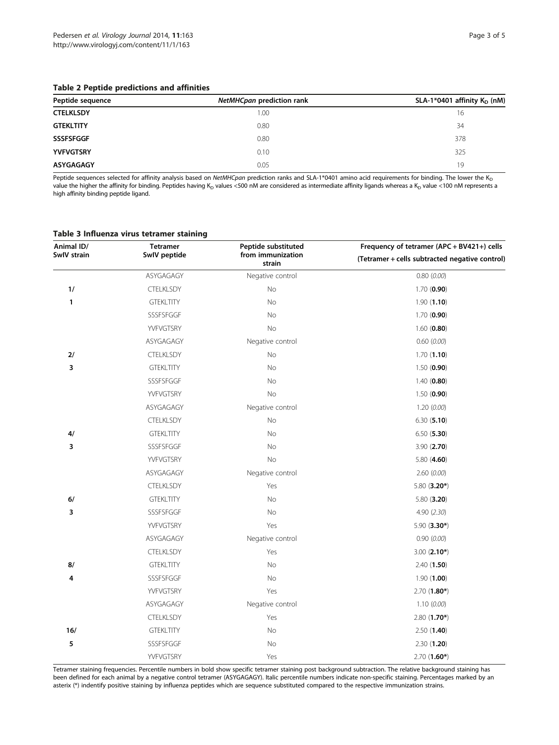**Table 2 Peptide predictions and affinities**

| Peptide sequence | *NetMHCpan* prediction rank | SLA-1*0401 affinity $K_D$ (nM) |
|---|---|---|
| **CTELKLSDY** | 1.00 | 16 |
| **GTEKLTITY** | 0.80 | 34 |
| **SSSFSFGGF** | 0.80 | 378 |
| **YVFVGTSRY** | 0.10 | 325 |
| **ASYGAGAGY** | 0.05 | 19 |

Peptide sequences selected for affinity analysis based on *NetMHCpan* prediction ranks and SLA-1*0401 amino acid requirements for binding. The lower the $K_D$ value the higher the affinity for binding. Peptides having $K_D$ values <500 nM are considered as intermediate affinity ligands whereas a $K_D$ value <100 nM represents a high affinity binding peptide ligand.

**Table 3 Influenza virus tetramer staining**

| Animal ID/ SwIV strain | Tetramer SwIV peptide | Peptide substituted from immunization strain | Frequency of tetramer (APC + BV421+) cells (Tetramer + cells subtracted negative control) |
|---|---|---|---|
| | ASYGAGAGY | Negative control | 0.80 (*0.00*) |
| **1/** | CTELKLSDY | No | 1.70 (**0.90**) |
| **1** | GTEKLTITY | No | 1.90 (**1.10**) |
| | SSSFSFGGF | No | 1.70 (**0.90**) |
| | YVFVGTSRY | No | 1.60 (**0.80**) |
| | ASYGAGAGY | Negative control | 0.60 (*0.00*) |
| **2/** | CTELKLSDY | No | 1.70 (**1.10**) |
| **3** | GTEKLTITY | No | 1.50 (**0.90**) |
| | SSSFSFGGF | No | 1.40 (**0.80**) |
| | YVFVGTSRY | No | 1.50 (**0.90**) |
| | ASYGAGAGY | Negative control | 1.20 (*0.00*) |
| | CTELKLSDY | No | 6.30 (**5.10**) |
| **4/** | GTEKLTITY | No | 6.50 (**5.30**) |
| **3** | SSSFSFGGF | No | 3.90 (**2.70**) |
| | YVFVGTSRY | No | 5.80 (**4.60**) |
| | ASYGAGAGY | Negative control | 2.60 (*0.00*) |
| | CTELKLSDY | Yes | 5.80 (**3.20***) |
| **6/** | GTEKLTITY | No | 5.80 (**3.20**) |
| **3** | SSSFSFGGF | No | 4.90 (*2.30*) |
| | YVFVGTSRY | Yes | 5.90 (**3.30***) |
| | ASYGAGAGY | Negative control | 0.90 (*0.00*) |
| | CTELKLSDY | Yes | 3.00 (**2.10***) |
| **8/** | GTEKLTITY | No | 2.40 (**1.50**) |
| **4** | SSSFSFGGF | No | 1.90 (**1.00**) |
| | YVFVGTSRY | Yes | 2.70 (**1.80***) |
| | ASYGAGAGY | Negative control | 1.10 (*0.00*) |
| | CTELKLSDY | Yes | 2.80 (**1.70***) |
| **16/** | GTEKLTITY | No | 2.50 (**1.40**) |
| **5** | SSSFSFGGF | No | 2.30 (**1.20**) |
| | YVFVGTSRY | Yes | 2.70 (**1.60***) |

Tetramer staining frequencies. Percentile numbers in bold show specific tetramer staining post background subtraction. The relative background staining has been defined for each animal by a negative control tetramer (ASYGAGAGY). Italic percentile numbers indicate non-specific staining. Percentages marked by an asterix (*) indentify positive staining by influenza peptides which are sequence substituted compared to the respective immunization strains.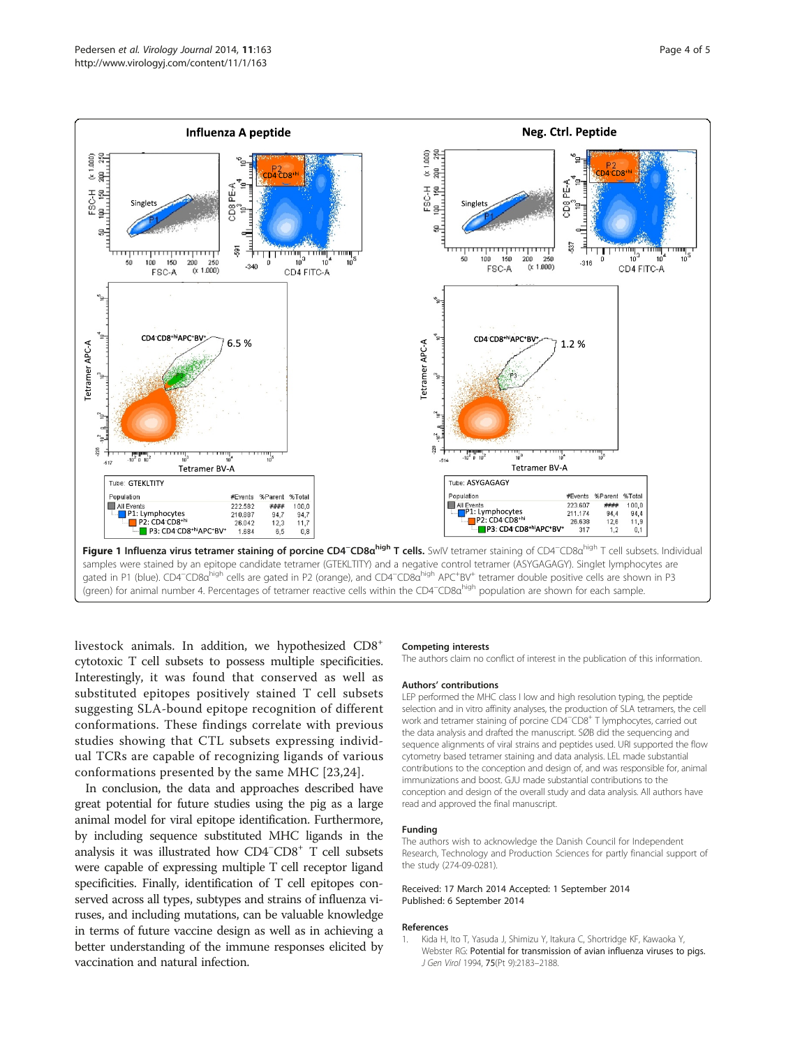**Figure 1 Influenza virus tetramer staining of porcine CD4$^-$CD8α$^{high}$ T cells.** SwIV tetramer staining of CD4$^-$CD8α$^{high}$ T cell subsets. Individual samples were stained by an epitope candidate tetramer (GTEKLTITY) and a negative control tetramer (ASYGAGAGY). Singlet lymphocytes are gated in P1 (blue). CD4$^-$CD8α$^{high}$ cells are gated in P2 (orange), and CD4$^-$CD8α$^{high}$ APC$^+$BV$^+$ tetramer double positive cells are shown in P3 (green) for animal number 4. Percentages of tetramer reactive cells within the CD4$^-$CD8α$^{high}$ population are shown for each sample.

livestock animals. In addition, we hypothesized CD8$^+$ cytotoxic T cell subsets to possess multiple specificities. Interestingly, it was found that conserved as well as substituted epitopes positively stained T cell subsets suggesting SLA-bound epitope recognition of different conformations. These findings correlate with previous studies showing that CTL subsets expressing individual TCRs are capable of recognizing ligands of various conformations presented by the same MHC [23,24].

In conclusion, the data and approaches described have great potential for future studies using the pig as a large animal model for viral epitope identification. Furthermore, by including sequence substituted MHC ligands in the analysis it was illustrated how CD4$^-$CD8$^+$ T cell subsets were capable of expressing multiple T cell receptor ligand specificities. Finally, identification of T cell epitopes conserved across all types, subtypes and strains of influenza viruses, and including mutations, can be valuable knowledge in terms of future vaccine design as well as in achieving a better understanding of the immune responses elicited by vaccination and natural infection.

### Competing interests

The authors claim no conflict of interest in the publication of this information.

### Authors' contributions

LEP performed the MHC class I low and high resolution typing, the peptide selection and in vitro affinity analyses, the production of SLA tetramers, the cell work and tetramer staining of porcine CD4$^-$CD8$^+$ T lymphocytes, carried out the data analysis and drafted the manuscript. SØB did the sequencing and sequence alignments of viral strains and peptides used. URI supported the flow cytometry based tetramer staining and data analysis. LEL made substantial contributions to the conception and design of, and was responsible for, animal immunizations and boost. GJU made substantial contributions to the conception and design of the overall study and data analysis. All authors have read and approved the final manuscript.

### Funding

The authors wish to acknowledge the Danish Council for Independent Research, Technology and Production Sciences for partly financial support of the study (274-09-0281).

Received: 17 March 2014 Accepted: 1 September 2014
Published: 6 September 2014

### References

1. Kida H, Ito T, Yasuda J, Shimizu Y, Itakura C, Shortridge KF, Kawaoka Y, Webster RG: Potential for transmission of avian influenza viruses to pigs. *J Gen Virol* 1994, **75**(Pt 9):2183–2188.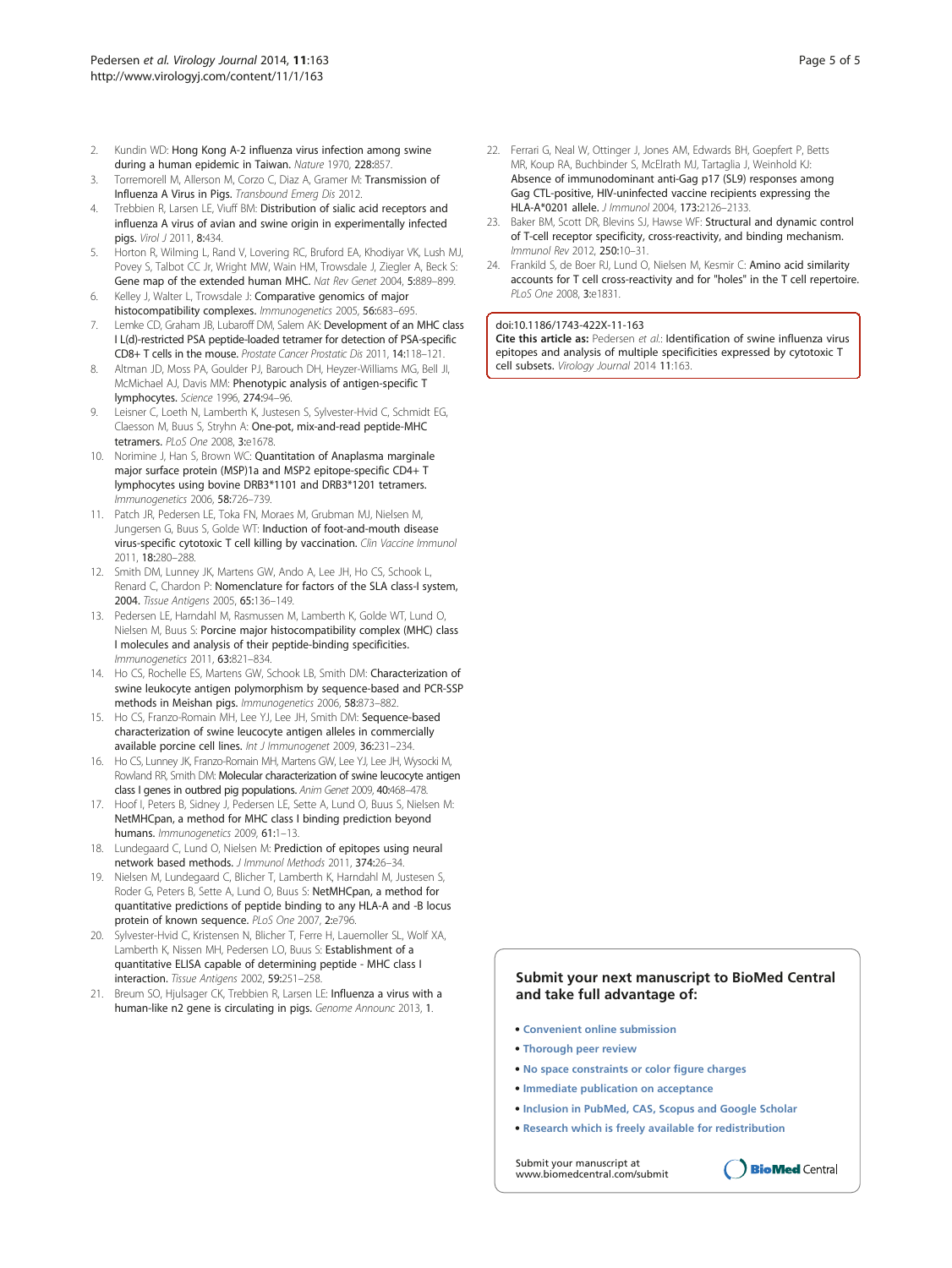2. Kundin WD: Hong Kong A-2 influenza virus infection among swine during a human epidemic in Taiwan. *Nature* 1970, **228:**857.
3. Torremorell M, Allerson M, Corzo C, Diaz A, Gramer M: Transmission of Influenza A Virus in Pigs. *Transbound Emerg Dis* 2012.
4. Trebbien R, Larsen LE, Viuff BM: Distribution of sialic acid receptors and influenza A virus of avian and swine origin in experimentally infected pigs. *Virol J* 2011, **8:**434.
5. Horton R, Wilming L, Rand V, Lovering RC, Bruford EA, Khodiyar VK, Lush MJ, Povey S, Talbot CC Jr, Wright MW, Wain HM, Trowsdale J, Ziegler A, Beck S: Gene map of the extended human MHC. *Nat Rev Genet* 2004, **5:**889–899.
6. Kelley J, Walter L, Trowsdale J: Comparative genomics of major histocompatibility complexes. *Immunogenetics* 2005, **56:**683–695.
7. Lemke CD, Graham JB, Lubaroff DM, Salem AK: Development of an MHC class I L(d)-restricted PSA peptide-loaded tetramer for detection of PSA-specific CD8+ T cells in the mouse. *Prostate Cancer Prostatic Dis* 2011, **14:**118–121.
8. Altman JD, Moss PA, Goulder PJ, Barouch DH, Heyzer-Williams MG, Bell JI, McMichael AJ, Davis MM: Phenotypic analysis of antigen-specific T lymphocytes. *Science* 1996, **274:**94–96.
9. Leisner C, Loeth N, Lamberth K, Justesen S, Sylvester-Hvid C, Schmidt EG, Claesson M, Buus S, Stryhn A: One-pot, mix-and-read peptide-MHC tetramers. *PLoS One* 2008, **3:**e1678.
10. Norimine J, Han S, Brown WC: Quantitation of Anaplasma marginale major surface protein (MSP)1a and MSP2 epitope-specific CD4+ T lymphocytes using bovine DRB3*1101 and DRB3*1201 tetramers. *Immunogenetics* 2006, **58:**726–739.
11. Patch JR, Pedersen LE, Toka FN, Moraes M, Grubman MJ, Nielsen M, Jungersen G, Buus S, Golde WT: Induction of foot-and-mouth disease virus-specific cytotoxic T cell killing by vaccination. *Clin Vaccine Immunol* 2011, **18:**280–288.
12. Smith DM, Lunney JK, Martens GW, Ando A, Lee JH, Ho CS, Schook L, Renard C, Chardon P: Nomenclature for factors of the SLA class-I system, 2004. *Tissue Antigens* 2005, **65:**136–149.
13. Pedersen LE, Harndahl M, Rasmussen M, Lamberth K, Golde WT, Lund O, Nielsen M, Buus S: Porcine major histocompatibility complex (MHC) class I molecules and analysis of their peptide-binding specificities. *Immunogenetics* 2011, **63:**821–834.
14. Ho CS, Rochelle ES, Martens GW, Schook LB, Smith DM: Characterization of swine leukocyte antigen polymorphism by sequence-based and PCR-SSP methods in Meishan pigs. *Immunogenetics* 2006, **58:**873–882.
15. Ho CS, Franzo-Romain MH, Lee YJ, Lee JH, Smith DM: Sequence-based characterization of swine leucocyte antigen alleles in commercially available porcine cell lines. *Int J Immunogenet* 2009, **36:**231–234.
16. Ho CS, Lunney JK, Franzo-Romain MH, Martens GW, Lee YJ, Lee JH, Wysocki M, Rowland RR, Smith DM: Molecular characterization of swine leucocyte antigen class I genes in outbred pig populations. *Anim Genet* 2009, **40:**468–478.
17. Hoof I, Peters B, Sidney J, Pedersen LE, Sette A, Lund O, Buus S, Nielsen M: NetMHCpan, a method for MHC class I binding prediction beyond humans. *Immunogenetics* 2009, **61:**1–13.
18. Lundegaard C, Lund O, Nielsen M: Prediction of epitopes using neural network based methods. *J Immunol Methods* 2011, **374:**26–34.
19. Nielsen M, Lundegaard C, Blicher T, Lamberth K, Harndahl M, Justesen S, Roder G, Peters B, Sette A, Lund O, Buus S: NetMHCpan, a method for quantitative predictions of peptide binding to any HLA-A and -B locus protein of known sequence. *PLoS One* 2007, **2:**e796.
20. Sylvester-Hvid C, Kristensen N, Blicher T, Ferre H, Lauemoller SL, Wolf XA, Lamberth K, Nissen MH, Pedersen LO, Buus S: Establishment of a quantitative ELISA capable of determining peptide - MHC class I interaction. *Tissue Antigens* 2002, **59:**251–258.
21. Breum SO, Hjulsager CK, Trebbien R, Larsen LE: Influenza a virus with a human-like n2 gene is circulating in pigs. *Genome Announc* 2013, **1**.
22. Ferrari G, Neal W, Ottinger J, Jones AM, Edwards BH, Goepfert P, Betts MR, Koup RA, Buchbinder S, McElrath MJ, Tartaglia J, Weinhold KJ: Absence of immunodominant anti-Gag p17 (SL9) responses among Gag CTL-positive, HIV-uninfected vaccine recipients expressing the HLA-A*0201 allele. *J Immunol* 2004, **173:**2126–2133.
23. Baker BM, Scott DR, Blevins SJ, Hawse WF: Structural and dynamic control of T-cell receptor specificity, cross-reactivity, and binding mechanism. *Immunol Rev* 2012, **250:**10–31.
24. Frankild S, de Boer RJ, Lund O, Nielsen M, Kesmir C: Amino acid similarity accounts for T cell cross-reactivity and for "holes" in the T cell repertoire. *PLoS One* 2008, **3:**e1831.

doi:10.1186/1743-422X-11-163

**Cite this article as:** Pedersen *et al.*: Identification of swine influenza virus epitopes and analysis of multiple specificities expressed by cytotoxic T cell subsets. *Virology Journal* 2014 **11**:163.

**Submit your next manuscript to BioMed Central and take full advantage of:**

- Convenient online submission
- Thorough peer review
- No space constraints or color figure charges
- Immediate publication on acceptance
- Inclusion in PubMed, CAS, Scopus and Google Scholar
- Research which is freely available for redistribution

Submit your manuscript at
www.biomedcentral.com/submit

BioMed Central